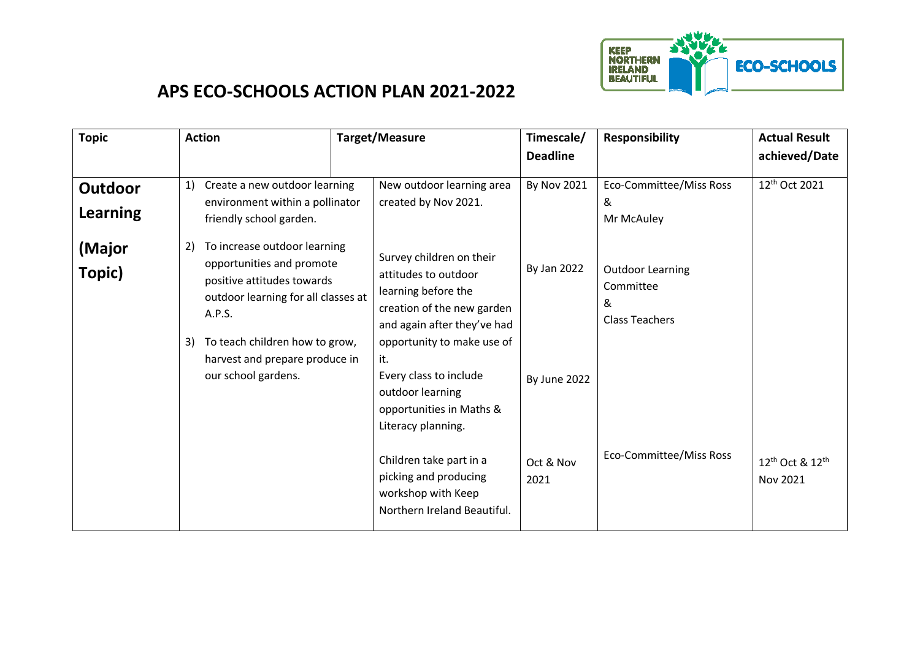# APS ECO-SCHOOLS ACTION PLAN 2021-2022

| Topic | Action | Target/Measure | Timescale/ Deadline | Responsibility | Actual Result achieved/Date |
|---|---|---|---|---|---|
| **Outdoor Learning (Major Topic)** | 1) Create a new outdoor learning environment within a pollinator friendly school garden. | New outdoor learning area created by Nov 2021. | By Nov 2021 | Eco-Committee/Miss Ross & Mr McAuley | 12th Oct 2021 |
| | 2) To increase outdoor learning opportunities and promote positive attitudes towards outdoor learning for all classes at A.P.S. | Survey children on their attitudes to outdoor learning before the creation of the new garden and again after they've had opportunity to make use of it. | By Jan 2022 | Outdoor Learning Committee & Class Teachers | |
| | 3) To teach children how to grow, harvest and prepare produce in our school gardens. | Every class to include outdoor learning opportunities in Maths & Literacy planning. | By June 2022 | | |
| | | Children take part in a picking and producing workshop with Keep Northern Ireland Beautiful. | Oct & Nov 2021 | Eco-Committee/Miss Ross | 12th Oct & 12th Nov 2021 |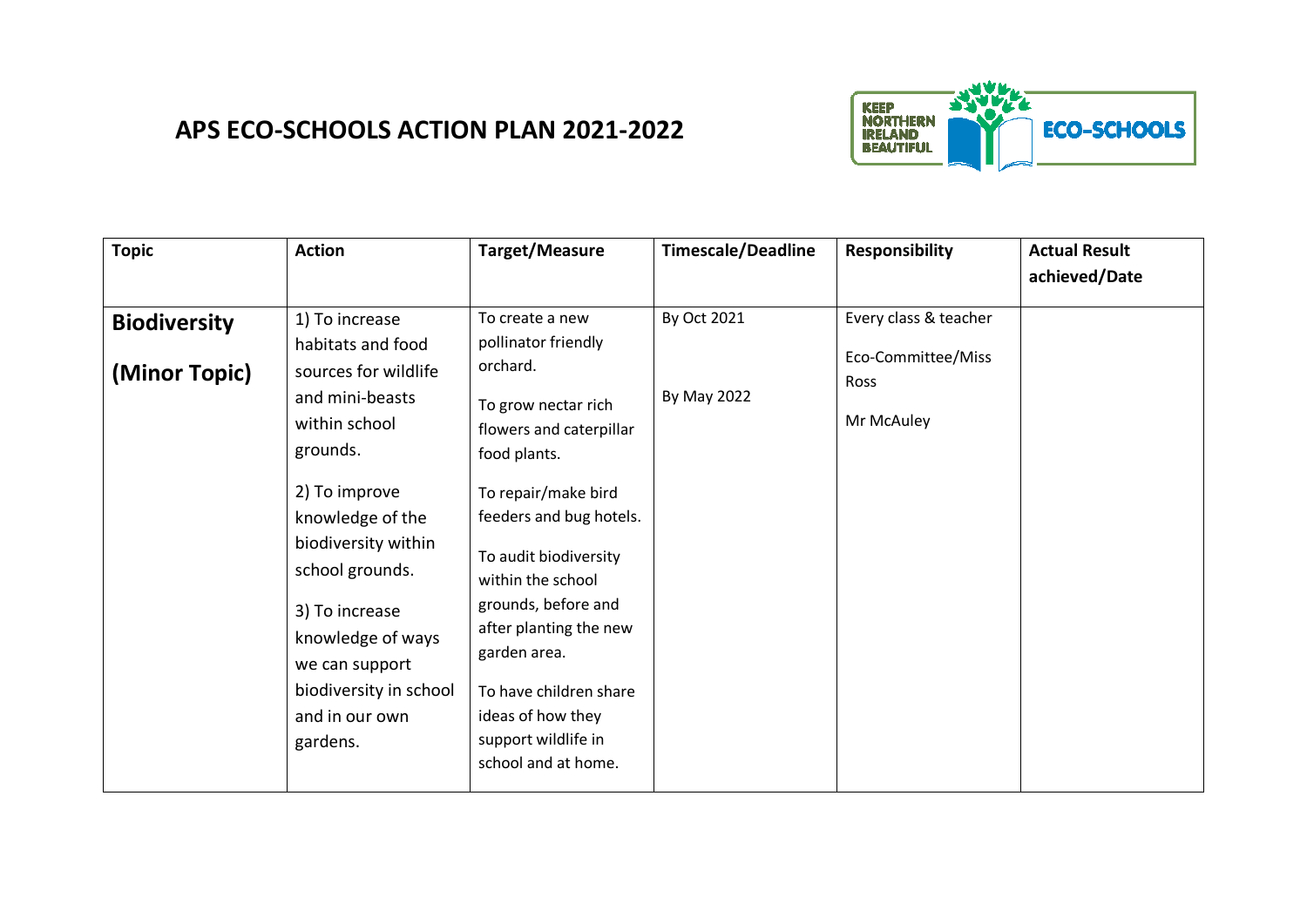# APS ECO-SCHOOLS ACTION PLAN 2021-2022

| Topic | Action | Target/Measure | Timescale/Deadline | Responsibility | Actual Result achieved/Date |
|---|---|---|---|---|---|
| **Biodiversity** <br><br> **(Minor Topic)** | 1) To increase habitats and food sources for wildlife and mini-beasts within school grounds. <br><br> 2) To improve knowledge of the biodiversity within school grounds. <br><br> 3) To increase knowledge of ways we can support biodiversity in school and in our own gardens. | To create a new pollinator friendly orchard. <br><br> To grow nectar rich flowers and caterpillar food plants. <br><br> To repair/make bird feeders and bug hotels. <br><br> To audit biodiversity within the school grounds, before and after planting the new garden area. <br><br> To have children share ideas of how they support wildlife in school and at home. | By Oct 2021 <br><br> By May 2022 | Every class & teacher <br><br> Eco-Committee/Miss Ross <br><br> Mr McAuley | |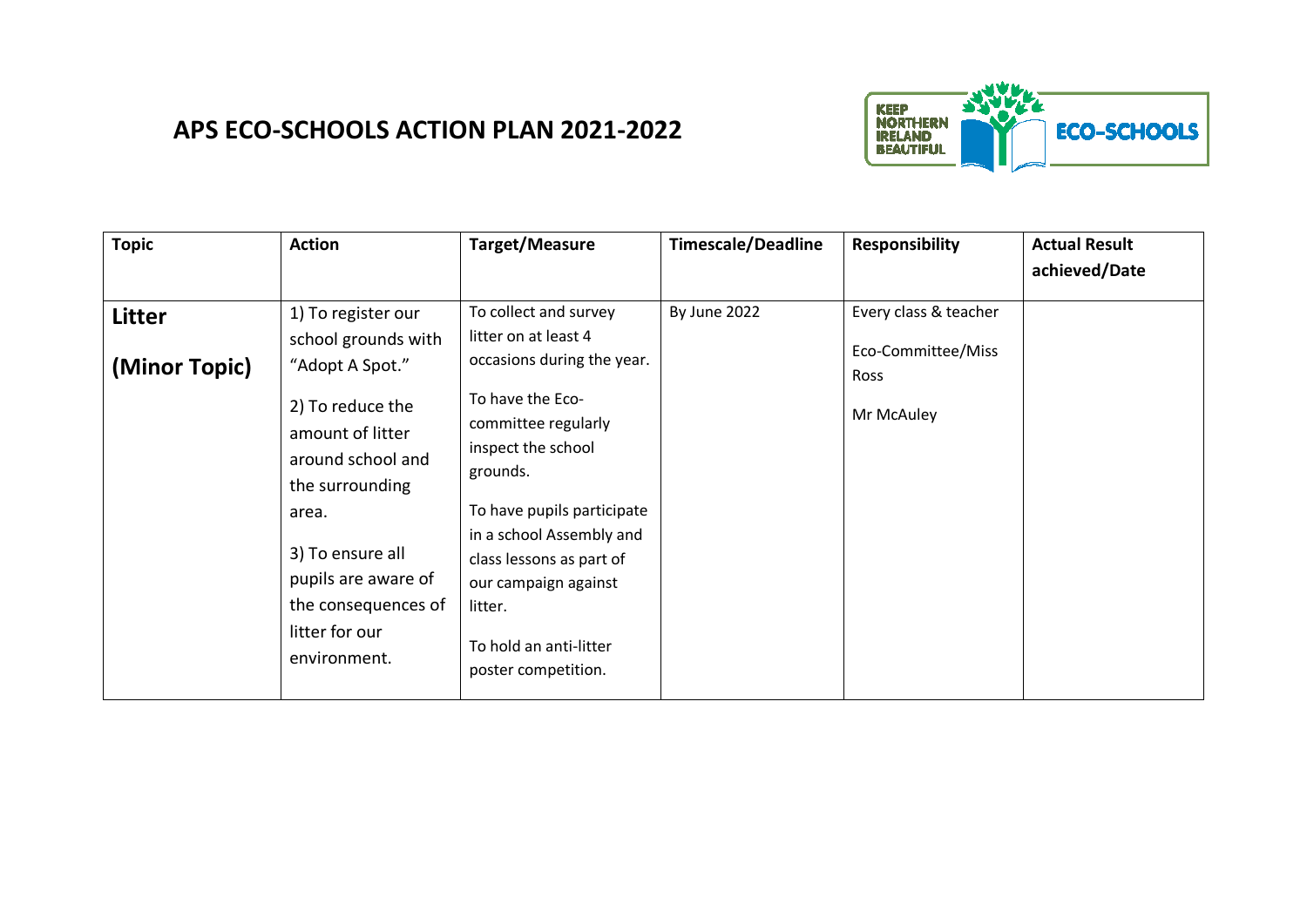# APS ECO-SCHOOLS ACTION PLAN 2021-2022

| Topic | Action | Target/Measure | Timescale/Deadline | Responsibility | Actual Result achieved/Date |
|---|---|---|---|---|---|
| **Litter**<br><br>**(Minor Topic)** | 1) To register our school grounds with "Adopt A Spot."<br><br>2) To reduce the amount of litter around school and the surrounding area.<br><br>3) To ensure all pupils are aware of the consequences of litter for our environment. | To collect and survey litter on at least 4 occasions during the year.<br><br>To have the Eco-committee regularly inspect the school grounds.<br><br>To have pupils participate in a school Assembly and class lessons as part of our campaign against litter.<br><br>To hold an anti-litter poster competition. | By June 2022 | Every class & teacher<br><br>Eco-Committee/Miss Ross<br><br>Mr McAuley | |